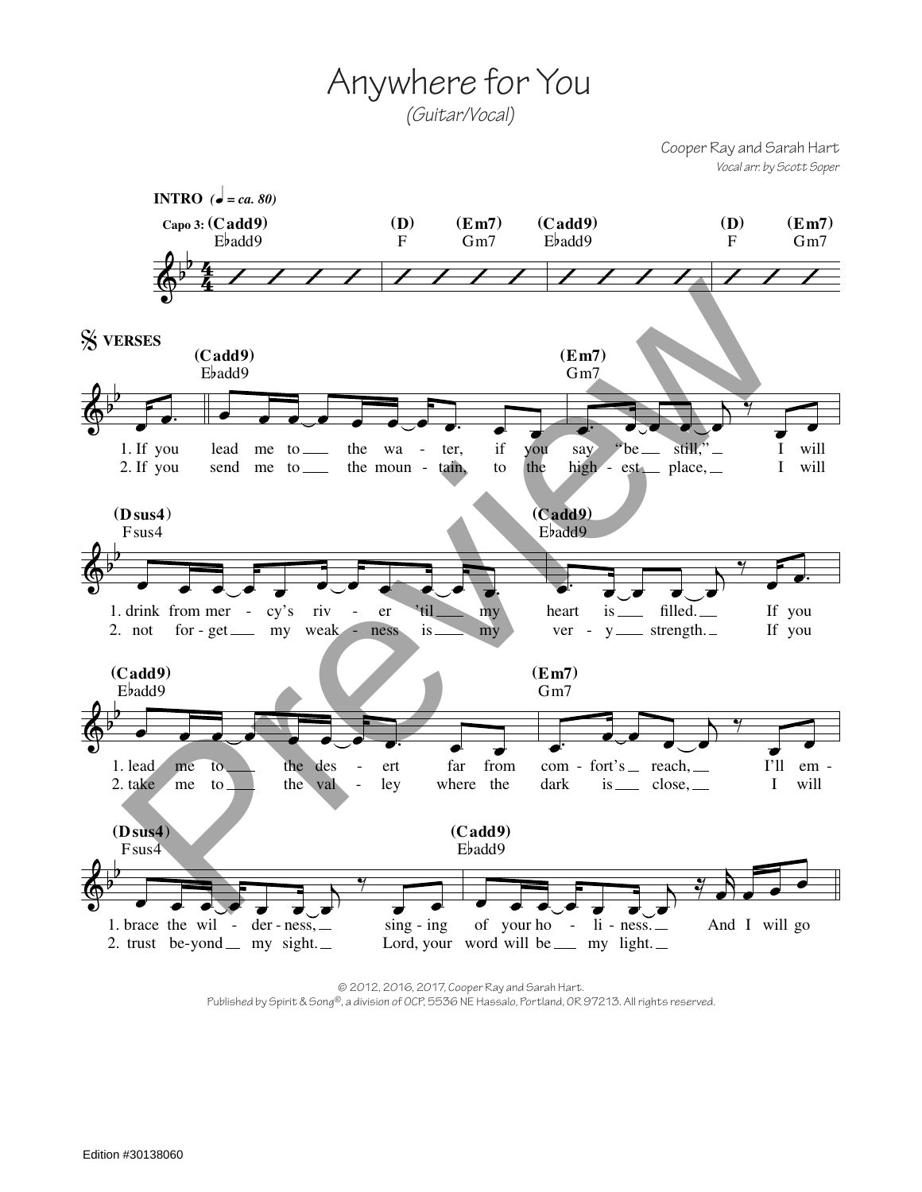# Anywhere for You

*(Guitar/Vocal)*

Cooper Ray and Sarah Hart

*Vocal arr. by Scott Soper*

**INTRO** (♩ = ca. 80)

Capo 3: (Cadd9) E♭add9 | (D) F (Em7) Gm7 | (Cadd9) E♭add9 | (D) F (Em7) Gm7

**VERSES**

(Cadd9) E♭add9 ... (Em7) Gm7

1. If you lead me to the wa - ter, if you say "be still," I will
2. If you send me to the moun - tain, to the high - est place, I will

(Dsus4) Fsus4 ... (Cadd9) E♭add9

1. drink from mer - cy's riv - er 'til my heart is filled. If you
2. not for - get my weak - ness is my ver - y strength. If you

(Cadd9) E♭add9 ... (Em7) Gm7

1. lead me to the des - ert far from com - fort's reach, I'll em -
2. take me to the val - ley where the dark is close, I will

(Dsus4) Fsus4 ... (Cadd9) E♭add9

1. brace the wil - der - ness, sing - ing of your ho - li - ness. And I will go
2. trust be - yond my sight. Lord, your word will be my light.

© 2012, 2016, 2017, Cooper Ray and Sarah Hart.
Published by Spirit & Song®, a division of OCP, 5536 NE Hassalo, Portland, OR 97213. All rights reserved.

Edition #30138060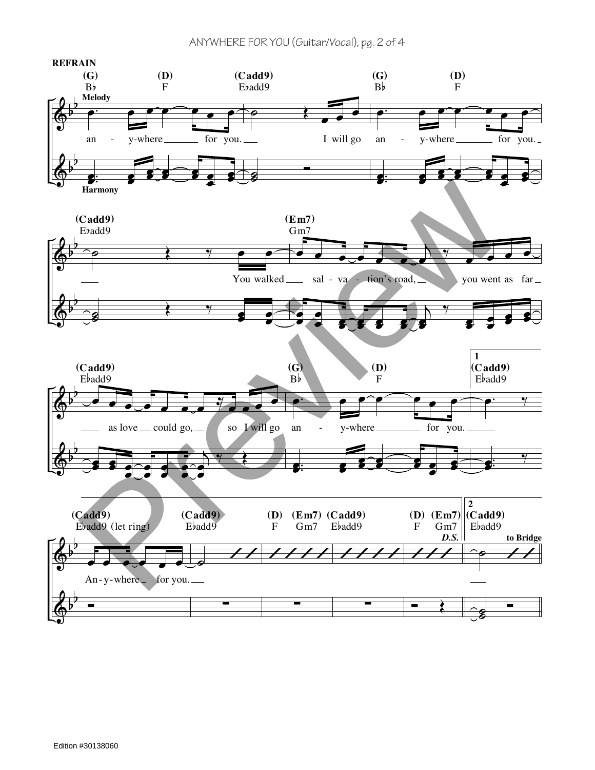**REFRAIN**

(G) B♭ — (D) F — (Cadd9) E♭add9 — (G) B♭ — (D) F

Melody

an - y-where for you. I will go an - y-where for you.

Harmony

(Cadd9) E♭add9 — (Em7) Gm7

You walked sal - va - tion's road, you went as far

(Cadd9) E♭add9 — (G) B♭ — (D) F — 1 (Cadd9) E♭add9

as love could go, so I will go an - y-where for you.

(Cadd9) E♭add9 (let ring) — (Cadd9) E♭add9 — (D) F — (Em7) Gm7 — (Cadd9) E♭add9 — (D) F — (Em7) Gm7 *D.S.* — 2 (Cadd9) E♭add9 **to Bridge**

An-y-where for you.

Edition #30138060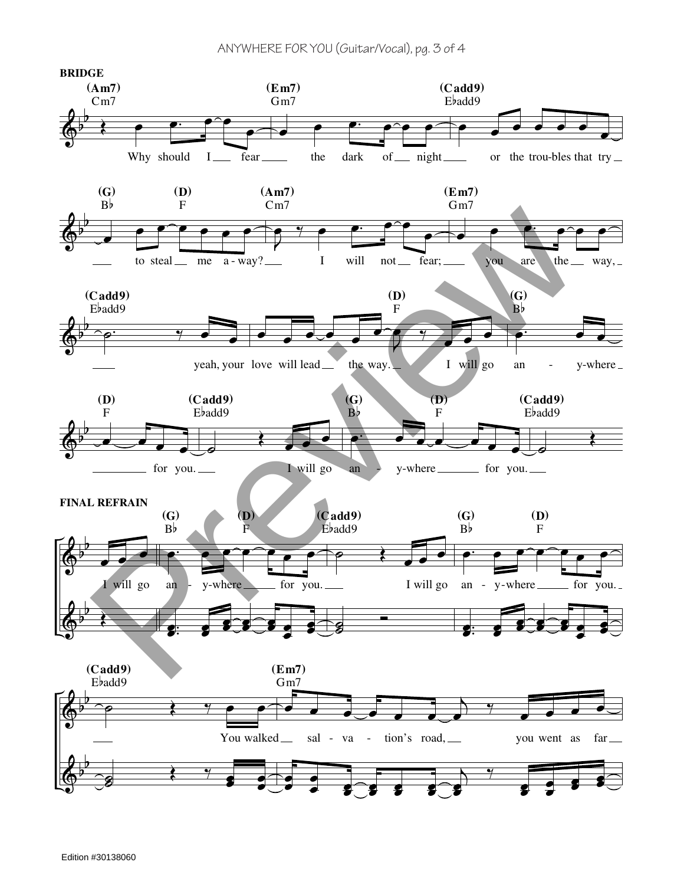**BRIDGE**

(Am7) Cm7 — (Em7) Gm7 — (Cadd9) E♭add9

Why should I fear the dark of night or the trou-bles that try

(G) B♭ — (D) F — (Am7) Cm7 — (Em7) Gm7

to steal me a-way? I will not fear; you are the way,

(Cadd9) E♭add9 — (D) F — (G) B♭

yeah, your love will lead the way. I will go an - y-where

(D) F — (Cadd9) E♭add9 — (G) B♭ — (D) F — (Cadd9) E♭add9

for you. I will go an - y-where for you.

**FINAL REFRAIN**

(G) B♭ — (D) F — (Cadd9) E♭add9 — (G) B♭ — (D) F

I will go an - y-where for you. I will go an - y-where for you.

(Cadd9) E♭add9 — (Em7) Gm7

You walked sal - va - tion's road, you went as far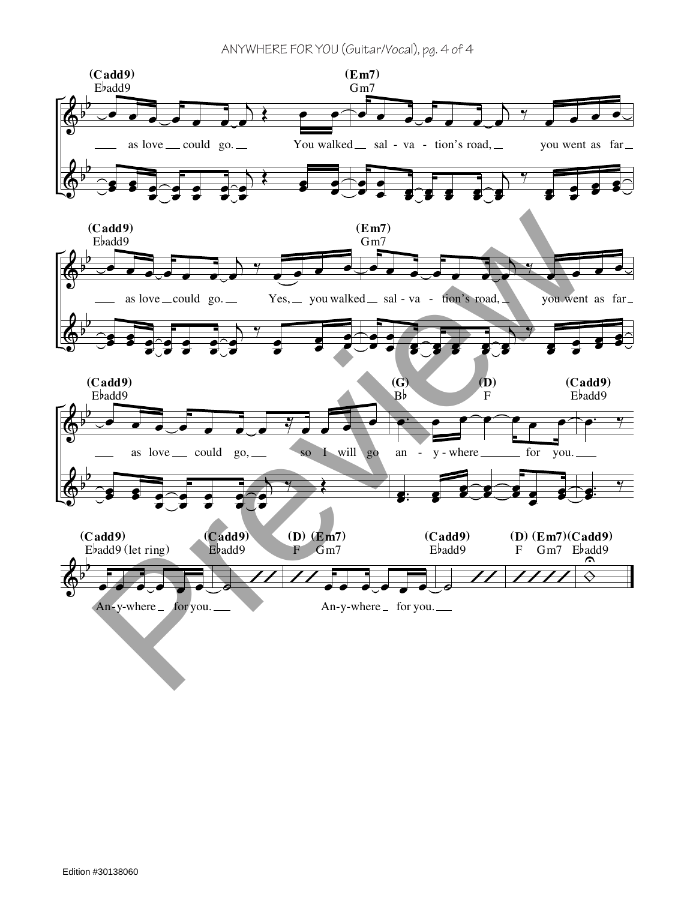(Cadd9) E♭add9 (Em7) Gm7

as love could go. You walked sal - va - tion's road, you went as far

(Cadd9) E♭add9 (Em7) Gm7

as love could go. Yes, you walked sal - va - tion's road, you went as far

(Cadd9) E♭add9 (G) B♭ (D) F (Cadd9) E♭add9

as love could go, so I will go an - y - where for you.

(Cadd9) E♭add9 (let ring) (Cadd9) E♭add9 (D) F (Em7) Gm7 (Cadd9) E♭add9 (D) F (Em7) Gm7 (Cadd9) E♭add9

An-y-where for you. An-y-where for you.

Edition #30138060